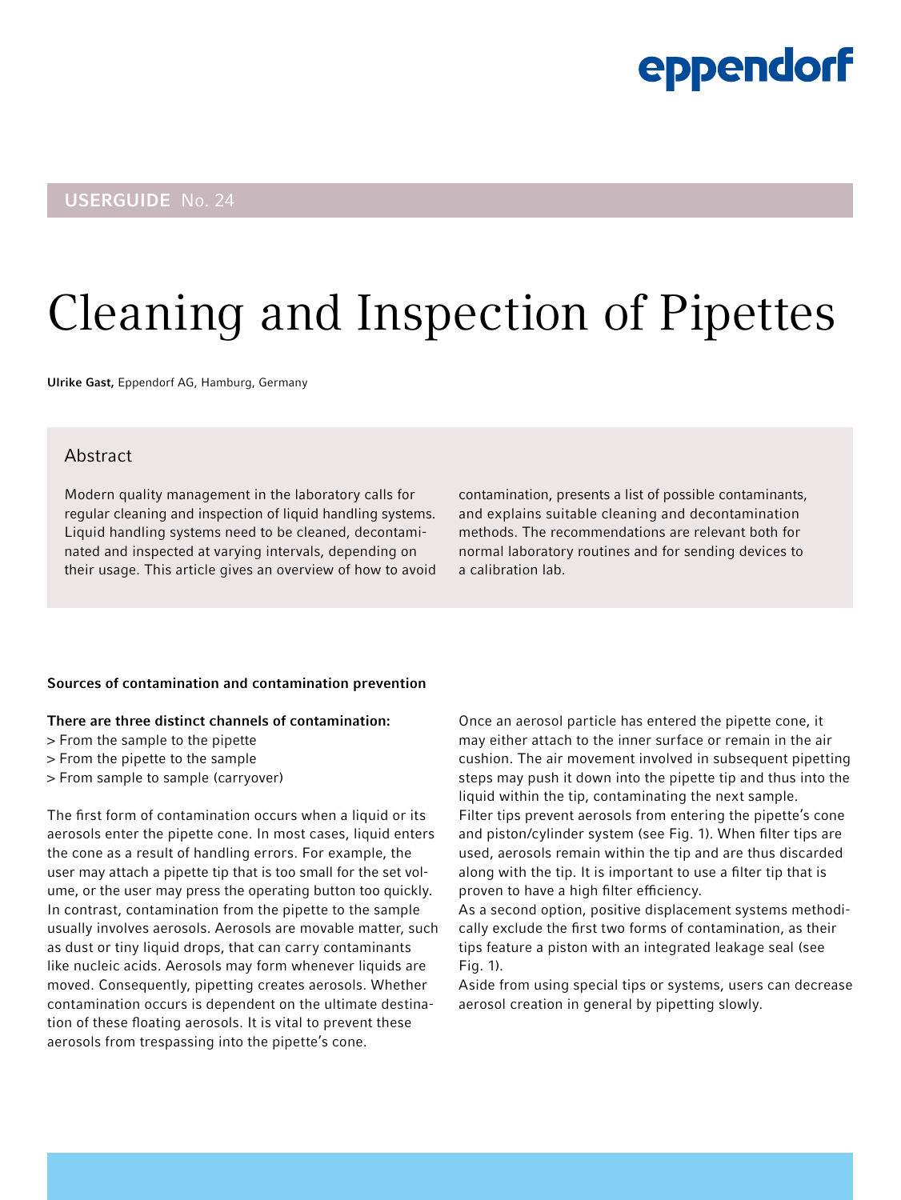eppendorf

**USERGUIDE** No. 24

# Cleaning and Inspection of Pipettes

**Ulrike Gast,** Eppendorf AG, Hamburg, Germany

## Abstract

Modern quality management in the laboratory calls for regular cleaning and inspection of liquid handling systems. Liquid handling systems need to be cleaned, decontaminated and inspected at varying intervals, depending on their usage. This article gives an overview of how to avoid contamination, presents a list of possible contaminants, and explains suitable cleaning and decontamination methods. The recommendations are relevant both for normal laboratory routines and for sending devices to a calibration lab.

### Sources of contamination and contamination prevention

**There are three distinct channels of contamination:**

> From the sample to the pipette
> From the pipette to the sample
> From sample to sample (carryover)

The first form of contamination occurs when a liquid or its aerosols enter the pipette cone. In most cases, liquid enters the cone as a result of handling errors. For example, the user may attach a pipette tip that is too small for the set volume, or the user may press the operating button too quickly. In contrast, contamination from the pipette to the sample usually involves aerosols. Aerosols are movable matter, such as dust or tiny liquid drops, that can carry contaminants like nucleic acids. Aerosols may form whenever liquids are moved. Consequently, pipetting creates aerosols. Whether contamination occurs is dependent on the ultimate destination of these floating aerosols. It is vital to prevent these aerosols from trespassing into the pipette's cone.

Once an aerosol particle has entered the pipette cone, it may either attach to the inner surface or remain in the air cushion. The air movement involved in subsequent pipetting steps may push it down into the pipette tip and thus into the liquid within the tip, contaminating the next sample.
Filter tips prevent aerosols from entering the pipette's cone and piston/cylinder system (see Fig. 1). When filter tips are used, aerosols remain within the tip and are thus discarded along with the tip. It is important to use a filter tip that is proven to have a high filter efficiency.
As a second option, positive displacement systems methodically exclude the first two forms of contamination, as their tips feature a piston with an integrated leakage seal (see Fig. 1).
Aside from using special tips or systems, users can decrease aerosol creation in general by pipetting slowly.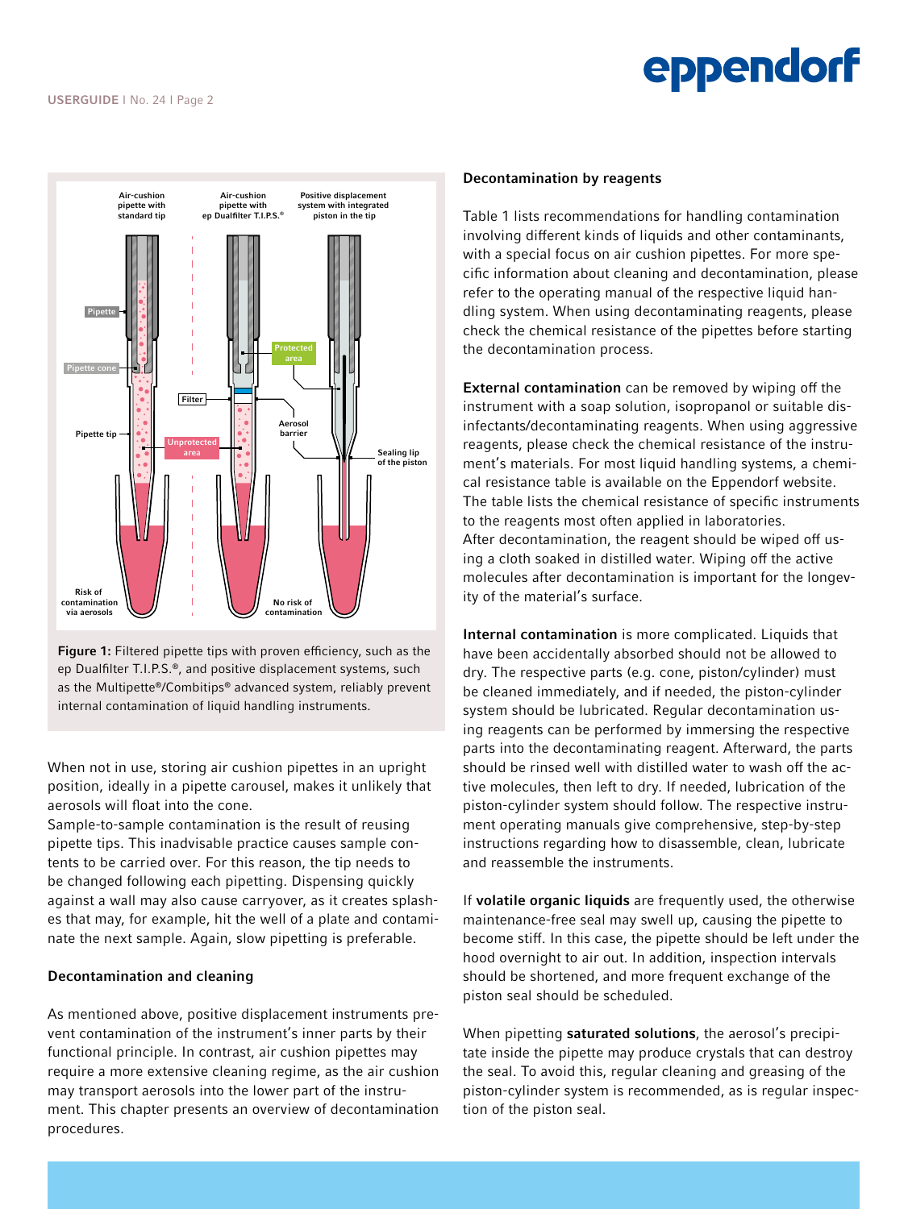**Figure 1:** Filtered pipette tips with proven efficiency, such as the ep Dualfilter T.I.P.S.®, and positive displacement systems, such as the Multipette®/Combitips® advanced system, reliably prevent internal contamination of liquid handling instruments.

When not in use, storing air cushion pipettes in an upright position, ideally in a pipette carousel, makes it unlikely that aerosols will float into the cone.

Sample-to-sample contamination is the result of reusing pipette tips. This inadvisable practice causes sample contents to be carried over. For this reason, the tip needs to be changed following each pipetting. Dispensing quickly against a wall may also cause carryover, as it creates splashes that may, for example, hit the well of a plate and contaminate the next sample. Again, slow pipetting is preferable.

### Decontamination and cleaning

As mentioned above, positive displacement instruments prevent contamination of the instrument's inner parts by their functional principle. In contrast, air cushion pipettes may require a more extensive cleaning regime, as the air cushion may transport aerosols into the lower part of the instrument. This chapter presents an overview of decontamination procedures.

### Decontamination by reagents

Table 1 lists recommendations for handling contamination involving different kinds of liquids and other contaminants, with a special focus on air cushion pipettes. For more specific information about cleaning and decontamination, please refer to the operating manual of the respective liquid handling system. When using decontaminating reagents, please check the chemical resistance of the pipettes before starting the decontamination process.

**External contamination** can be removed by wiping off the instrument with a soap solution, isopropanol or suitable disinfectants/decontaminating reagents. When using aggressive reagents, please check the chemical resistance of the instrument's materials. For most liquid handling systems, a chemical resistance table is available on the Eppendorf website. The table lists the chemical resistance of specific instruments to the reagents most often applied in laboratories.

After decontamination, the reagent should be wiped off using a cloth soaked in distilled water. Wiping off the active molecules after decontamination is important for the longevity of the material's surface.

**Internal contamination** is more complicated. Liquids that have been accidentally absorbed should not be allowed to dry. The respective parts (e.g. cone, piston/cylinder) must be cleaned immediately, and if needed, the piston-cylinder system should be lubricated. Regular decontamination using reagents can be performed by immersing the respective parts into the decontaminating reagent. Afterward, the parts should be rinsed well with distilled water to wash off the active molecules, then left to dry. If needed, lubrication of the piston-cylinder system should follow. The respective instrument operating manuals give comprehensive, step-by-step instructions regarding how to disassemble, clean, lubricate and reassemble the instruments.

If **volatile organic liquids** are frequently used, the otherwise maintenance-free seal may swell up, causing the pipette to become stiff. In this case, the pipette should be left under the hood overnight to air out. In addition, inspection intervals should be shortened, and more frequent exchange of the piston seal should be scheduled.

When pipetting **saturated solutions**, the aerosol's precipitate inside the pipette may produce crystals that can destroy the seal. To avoid this, regular cleaning and greasing of the piston-cylinder system is recommended, as is regular inspection of the piston seal.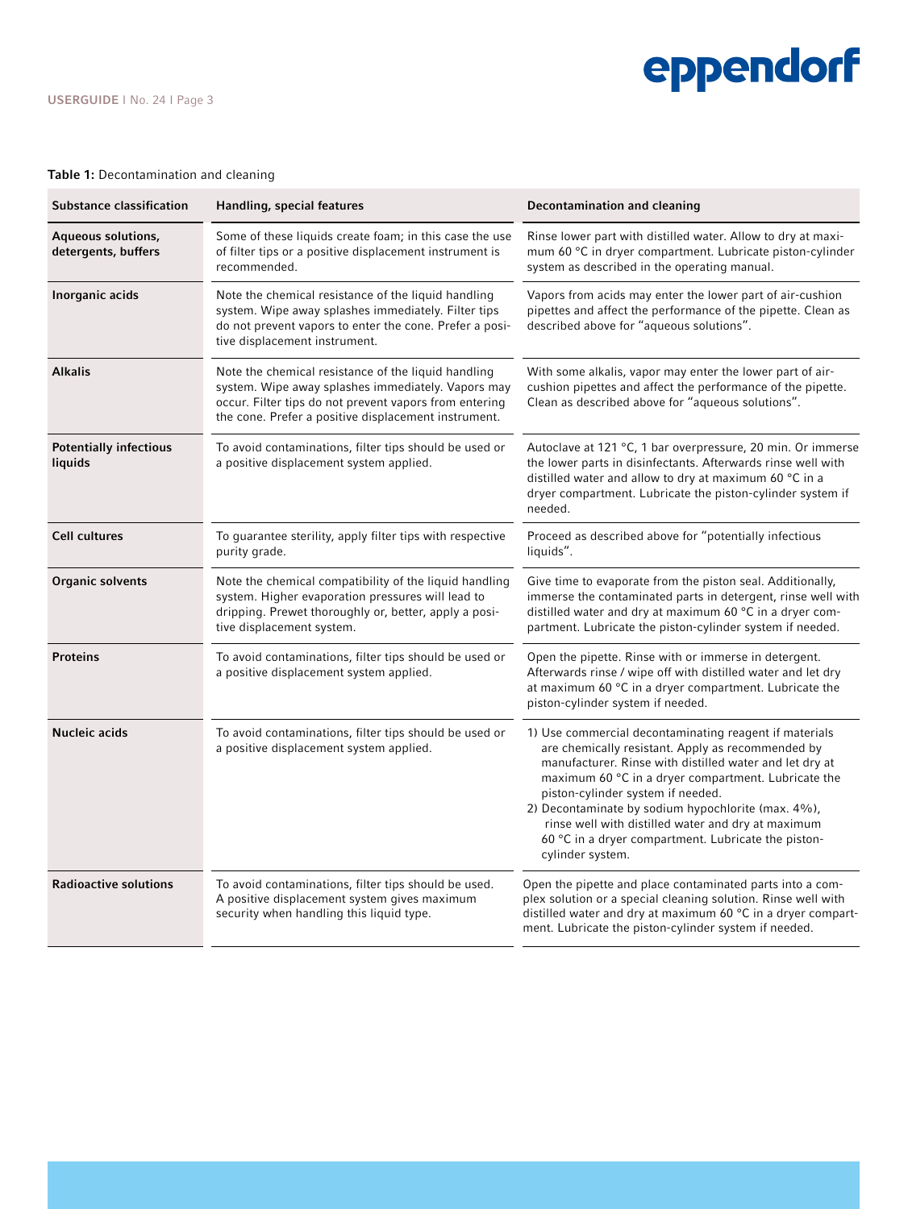**Table 1:** Decontamination and cleaning

| Substance classification | Handling, special features | Decontamination and cleaning |
|---|---|---|
| **Aqueous solutions, detergents, buffers** | Some of these liquids create foam; in this case the use of filter tips or a positive displacement instrument is recommended. | Rinse lower part with distilled water. Allow to dry at maximum 60 °C in dryer compartment. Lubricate piston-cylinder system as described in the operating manual. |
| **Inorganic acids** | Note the chemical resistance of the liquid handling system. Wipe away splashes immediately. Filter tips do not prevent vapors to enter the cone. Prefer a positive displacement instrument. | Vapors from acids may enter the lower part of air-cushion pipettes and affect the performance of the pipette. Clean as described above for "aqueous solutions". |
| **Alkalis** | Note the chemical resistance of the liquid handling system. Wipe away splashes immediately. Vapors may occur. Filter tips do not prevent vapors from entering the cone. Prefer a positive displacement instrument. | With some alkalis, vapor may enter the lower part of air-cushion pipettes and affect the performance of the pipette. Clean as described above for "aqueous solutions". |
| **Potentially infectious liquids** | To avoid contaminations, filter tips should be used or a positive displacement system applied. | Autoclave at 121 °C, 1 bar overpressure, 20 min. Or immerse the lower parts in disinfectants. Afterwards rinse well with distilled water and allow to dry at maximum 60 °C in a dryer compartment. Lubricate the piston-cylinder system if needed. |
| **Cell cultures** | To guarantee sterility, apply filter tips with respective purity grade. | Proceed as described above for "potentially infectious liquids". |
| **Organic solvents** | Note the chemical compatibility of the liquid handling system. Higher evaporation pressures will lead to dripping. Prewet thoroughly or, better, apply a positive displacement system. | Give time to evaporate from the piston seal. Additionally, immerse the contaminated parts in detergent, rinse well with distilled water and dry at maximum 60 °C in a dryer compartment. Lubricate the piston-cylinder system if needed. |
| **Proteins** | To avoid contaminations, filter tips should be used or a positive displacement system applied. | Open the pipette. Rinse with or immerse in detergent. Afterwards rinse / wipe off with distilled water and let dry at maximum 60 °C in a dryer compartment. Lubricate the piston-cylinder system if needed. |
| **Nucleic acids** | To avoid contaminations, filter tips should be used or a positive displacement system applied. | 1) Use commercial decontaminating reagent if materials are chemically resistant. Apply as recommended by manufacturer. Rinse with distilled water and let dry at maximum 60 °C in a dryer compartment. Lubricate the piston-cylinder system if needed.<br>2) Decontaminate by sodium hypochlorite (max. 4%), rinse well with distilled water and dry at maximum 60 °C in a dryer compartment. Lubricate the piston-cylinder system. |
| **Radioactive solutions** | To avoid contaminations, filter tips should be used. A positive displacement system gives maximum security when handling this liquid type. | Open the pipette and place contaminated parts into a complex solution or a special cleaning solution. Rinse well with distilled water and dry at maximum 60 °C in a dryer compartment. Lubricate the piston-cylinder system if needed. |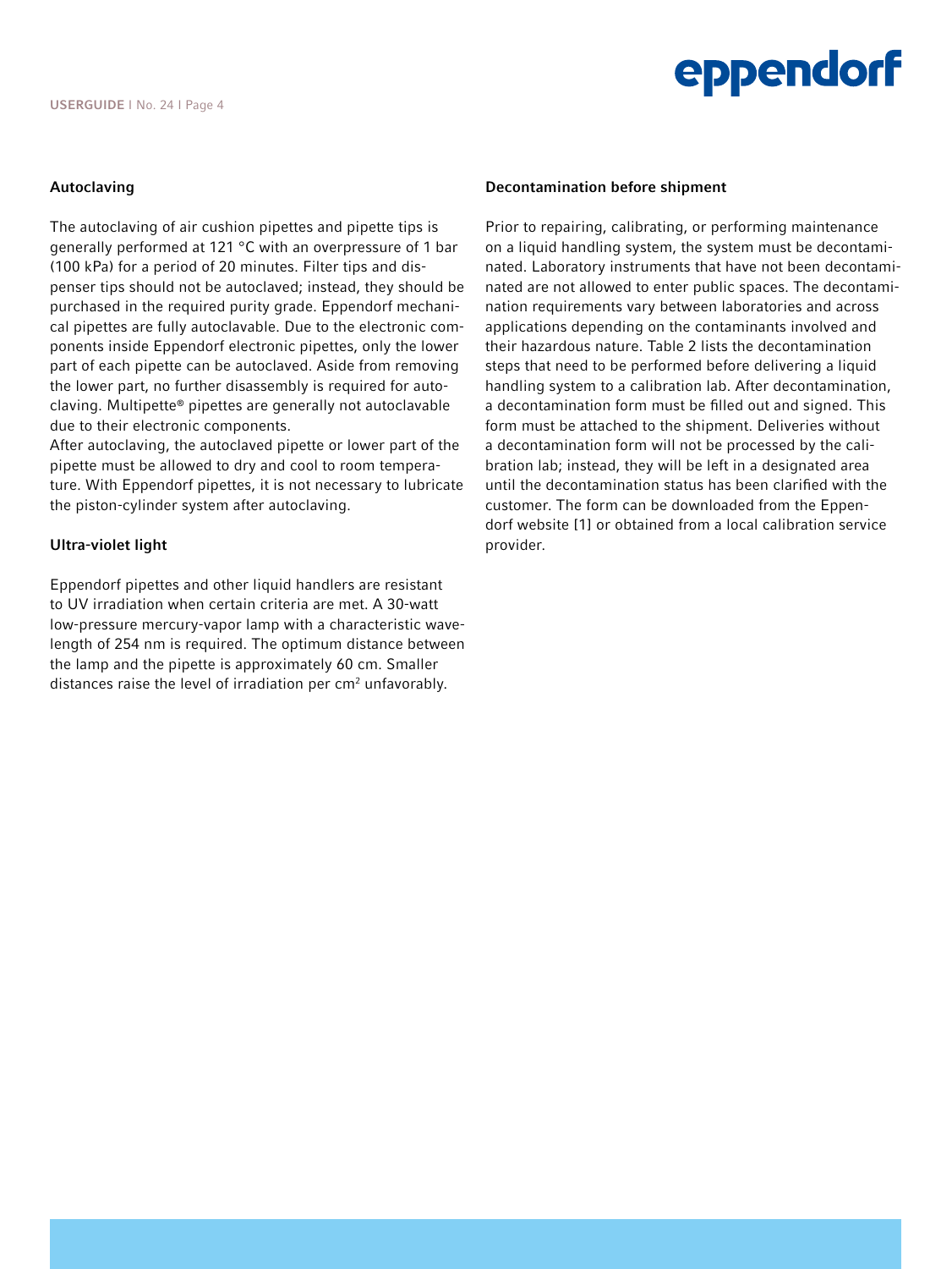### Autoclaving

The autoclaving of air cushion pipettes and pipette tips is generally performed at 121 °C with an overpressure of 1 bar (100 kPa) for a period of 20 minutes. Filter tips and dispenser tips should not be autoclaved; instead, they should be purchased in the required purity grade. Eppendorf mechanical pipettes are fully autoclavable. Due to the electronic components inside Eppendorf electronic pipettes, only the lower part of each pipette can be autoclaved. Aside from removing the lower part, no further disassembly is required for autoclaving. Multipette® pipettes are generally not autoclavable due to their electronic components.
After autoclaving, the autoclaved pipette or lower part of the pipette must be allowed to dry and cool to room temperature. With Eppendorf pipettes, it is not necessary to lubricate the piston-cylinder system after autoclaving.

### Ultra-violet light

Eppendorf pipettes and other liquid handlers are resistant to UV irradiation when certain criteria are met. A 30-watt low-pressure mercury-vapor lamp with a characteristic wavelength of 254 nm is required. The optimum distance between the lamp and the pipette is approximately 60 cm. Smaller distances raise the level of irradiation per $cm^2$ unfavorably.

### Decontamination before shipment

Prior to repairing, calibrating, or performing maintenance on a liquid handling system, the system must be decontaminated. Laboratory instruments that have not been decontaminated are not allowed to enter public spaces. The decontamination requirements vary between laboratories and across applications depending on the contaminants involved and their hazardous nature. Table 2 lists the decontamination steps that need to be performed before delivering a liquid handling system to a calibration lab. After decontamination, a decontamination form must be filled out and signed. This form must be attached to the shipment. Deliveries without a decontamination form will not be processed by the calibration lab; instead, they will be left in a designated area until the decontamination status has been clarified with the customer. The form can be downloaded from the Eppendorf website [1] or obtained from a local calibration service provider.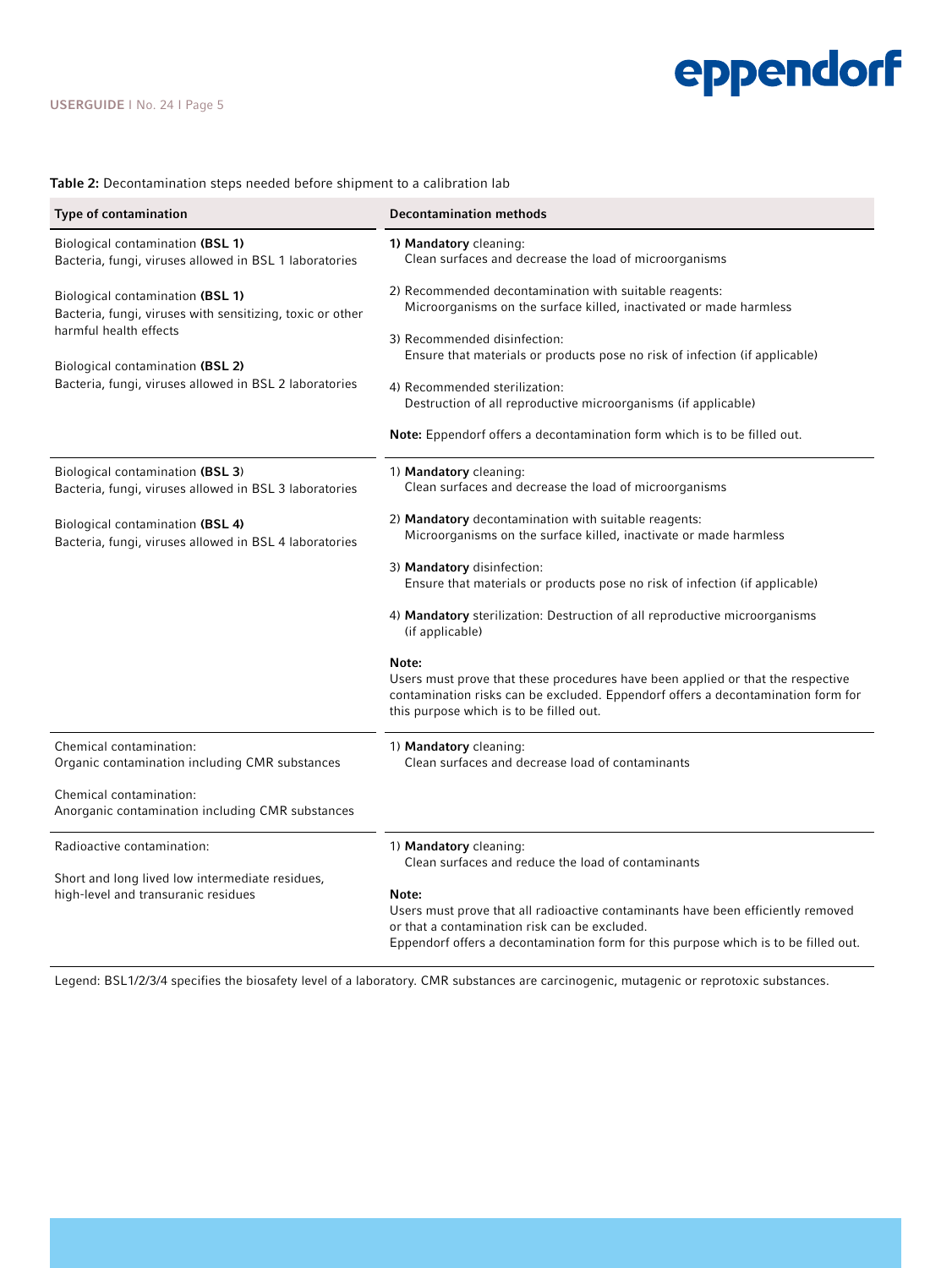**Table 2:** Decontamination steps needed before shipment to a calibration lab

| Type of contamination | Decontamination methods |
| --- | --- |
| Biological contamination **(BSL 1)**<br>Bacteria, fungi, viruses allowed in BSL 1 laboratories<br><br>Biological contamination **(BSL 1)**<br>Bacteria, fungi, viruses with sensitizing, toxic or other harmful health effects<br><br>Biological contamination **(BSL 2)**<br>Bacteria, fungi, viruses allowed in BSL 2 laboratories | **1) Mandatory** cleaning:<br>Clean surfaces and decrease the load of microorganisms<br><br>2) Recommended decontamination with suitable reagents:<br>Microorganisms on the surface killed, inactivated or made harmless<br><br>3) Recommended disinfection:<br>Ensure that materials or products pose no risk of infection (if applicable)<br><br>4) Recommended sterilization:<br>Destruction of all reproductive microorganisms (if applicable)<br><br>**Note:** Eppendorf offers a decontamination form which is to be filled out. |
| Biological contamination **(BSL 3)**<br>Bacteria, fungi, viruses allowed in BSL 3 laboratories<br><br>Biological contamination **(BSL 4)**<br>Bacteria, fungi, viruses allowed in BSL 4 laboratories | 1) **Mandatory** cleaning:<br>Clean surfaces and decrease the load of microorganisms<br><br>2) **Mandatory** decontamination with suitable reagents:<br>Microorganisms on the surface killed, inactivate or made harmless<br><br>3) **Mandatory** disinfection:<br>Ensure that materials or products pose no risk of infection (if applicable)<br><br>4) **Mandatory** sterilization: Destruction of all reproductive microorganisms (if applicable)<br><br>**Note:**<br>Users must prove that these procedures have been applied or that the respective contamination risks can be excluded. Eppendorf offers a decontamination form for this purpose which is to be filled out. |
| Chemical contamination:<br>Organic contamination including CMR substances<br><br>Chemical contamination:<br>Anorganic contamination including CMR substances | 1) **Mandatory** cleaning:<br>Clean surfaces and decrease load of contaminants |
| Radioactive contamination:<br><br>Short and long lived low intermediate residues, high-level and transuranic residues | 1) **Mandatory** cleaning:<br>Clean surfaces and reduce the load of contaminants<br><br>**Note:**<br>Users must prove that all radioactive contaminants have been efficiently removed or that a contamination risk can be excluded.<br>Eppendorf offers a decontamination form for this purpose which is to be filled out. |

Legend: BSL1/2/3/4 specifies the biosafety level of a laboratory. CMR substances are carcinogenic, mutagenic or reprotoxic substances.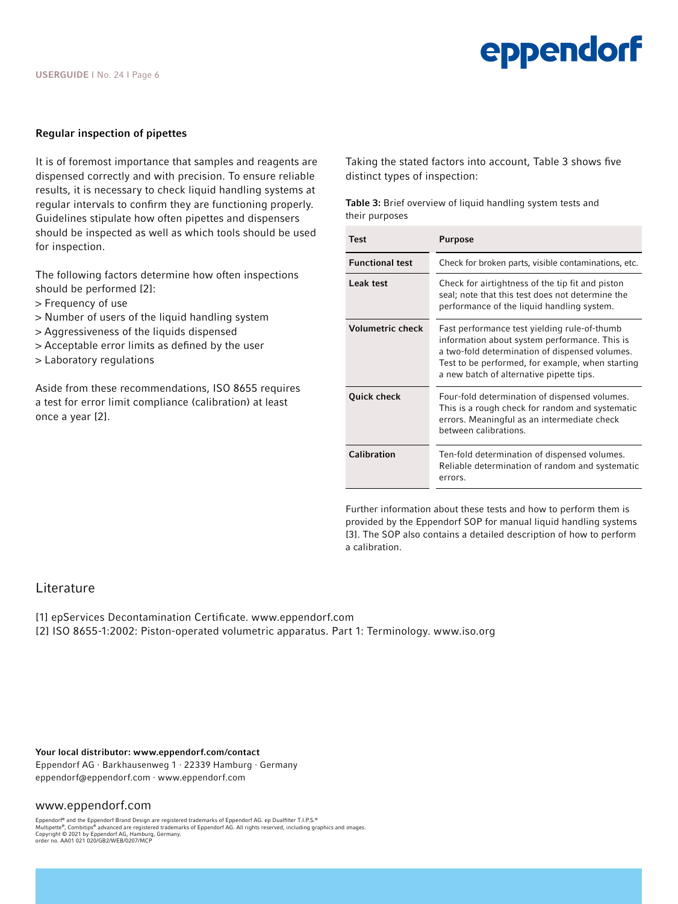### Regular inspection of pipettes

It is of foremost importance that samples and reagents are dispensed correctly and with precision. To ensure reliable results, it is necessary to check liquid handling systems at regular intervals to confirm they are functioning properly. Guidelines stipulate how often pipettes and dispensers should be inspected as well as which tools should be used for inspection.

The following factors determine how often inspections should be performed [2]:

> Frequency of use
> Number of users of the liquid handling system
> Aggressiveness of the liquids dispensed
> Acceptable error limits as defined by the user
> Laboratory regulations

Aside from these recommendations, ISO 8655 requires a test for error limit compliance (calibration) at least once a year [2].

Taking the stated factors into account, Table 3 shows five distinct types of inspection:

**Table 3:** Brief overview of liquid handling system tests and their purposes

| Test | Purpose |
|---|---|
| **Functional test** | Check for broken parts, visible contaminations, etc. |
| **Leak test** | Check for airtightness of the tip fit and piston seal; note that this test does not determine the performance of the liquid handling system. |
| **Volumetric check** | Fast performance test yielding rule-of-thumb information about system performance. This is a two-fold determination of dispensed volumes. Test to be performed, for example, when starting a new batch of alternative pipette tips. |
| **Quick check** | Four-fold determination of dispensed volumes. This is a rough check for random and systematic errors. Meaningful as an intermediate check between calibrations. |
| **Calibration** | Ten-fold determination of dispensed volumes. Reliable determination of random and systematic errors. |

Further information about these tests and how to perform them is provided by the Eppendorf SOP for manual liquid handling systems [3]. The SOP also contains a detailed description of how to perform a calibration.

## Literature

[1] epServices Decontamination Certificate. www.eppendorf.com
[2] ISO 8655-1:2002: Piston-operated volumetric apparatus. Part 1: Terminology. www.iso.org

**Your local distributor: www.eppendorf.com/contact**
Eppendorf AG · Barkhausenweg 1 · 22339 Hamburg · Germany
eppendorf@eppendorf.com · www.eppendorf.com

www.eppendorf.com

Eppendorf® and the Eppendorf Brand Design are registered trademarks of Eppendorf AG. ep Dualfilter T.I.P.S.®
Multipette®, Combitips® advanced are registered trademarks of Eppendorf AG. All rights reserved, including graphics and images.
Copyright © 2021 by Eppendorf AG, Hamburg, Germany.
order no. AA01 021 020/GB2/WEB/0207/MCP